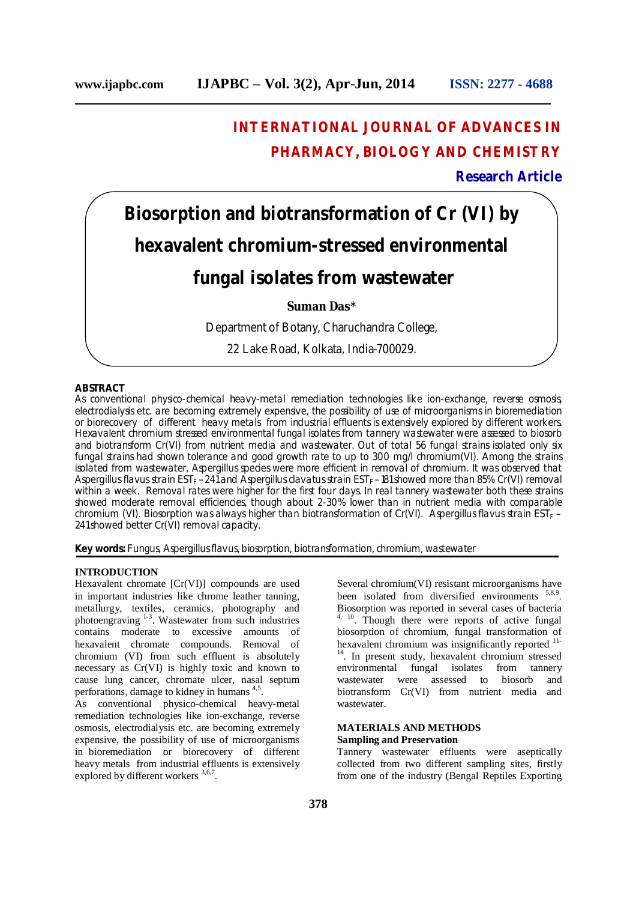# INTERNATIONAL JOURNAL OF ADVANCES IN PHARMACY, BIOLOGY AND CHEMISTRY

**Research Article**

# Biosorption and biotransformation of Cr (VI) by hexavalent chromium-stressed environmental fungal isolates from wastewater

**Suman Das***

Department of Botany, Charuchandra College,

22 Lake Road, Kolkata, India-700029.

## ABSTRACT

As conventional physico-chemical heavy-metal remediation technologies like ion-exchange, reverse osmosis, electrodialysis etc. are becoming extremely expensive, the possibility of use of microorganisms in bioremediation or biorecovery of different heavy metals from industrial effluents is extensively explored by different workers. Hexavalent chromium stressed environmental fungal isolates from tannery wastewater were assesed to biosorb and biotransform Cr(VI) from nutrient media and wastewater. Out of total 56 fungal strains isolated only six fungal strains had shown tolerance and good growth rate to up to 300 mg/l chromium(VI). Among the strains isolated from wastewater, *Aspergillus* species were more efficient in removal of chromium. It was observed that *Aspergillus flavus* strain $EST_F$ – 241 and *Aspergillus clavatus* strain $EST_F$ – 181 showed more than 85% Cr(VI) removal within a week. Removal rates were higher for the first four days. In real tannery wastewater both these strains showed moderate removal efficiencies, though about 2-30% lower than in nutrient media with comparable chromium (VI). Biosorption was always higher than biotransformation of Cr(VI). *Aspergillus flavus* strain $EST_F$ – 241 showed better Cr(VI) removal capacity.

**Key words:** Fungus, *Aspergillus flavus*, biosorption, biotransformation, chromium, wastewater

## INTRODUCTION

Hexavalent chromate [Cr(VI)] compounds are used in important industries like chrome leather tanning, metallurgy, textiles, ceramics, photography and photoengraving [1-3]. Wastewater from such industries contains moderate to excessive amounts of hexavalent chromate compounds. Removal of chromium (VI) from such effluent is absolutely necessary as Cr(VI) is highly toxic and known to cause lung cancer, chromate ulcer, nasal septum perforations, damage to kidney in humans [4,5].

As conventional physico-chemical heavy-metal remediation technologies like ion-exchange, reverse osmosis, electrodialysis etc. are becoming extremely expensive, the possibility of use of microorganisms in bioremediation or biorecovery of different heavy metals from industrial effluents is extensively explored by different workers [3,6,7].

Several chromium(VI) resistant microorganisms have been isolated from diversified environments [5,8,9]. Biosorption was reported in several cases of bacteria [4, 10]. Though there were reports of active fungal biosorption of chromium, fungal transformation of hexavalent chromium was insignificantly reported [11-14]. In present study, hexavalent chromium stressed environmental fungal isolates from tannery wastewater were assessed to biosorb and biotransform Cr(VI) from nutrient media and wastewater.

## MATERIALS AND METHODS

### Sampling and Preservation

Tannery wastewater effluents were aseptically collected from two different sampling sites, firstly from one of the industry (Bengal Reptiles Exporting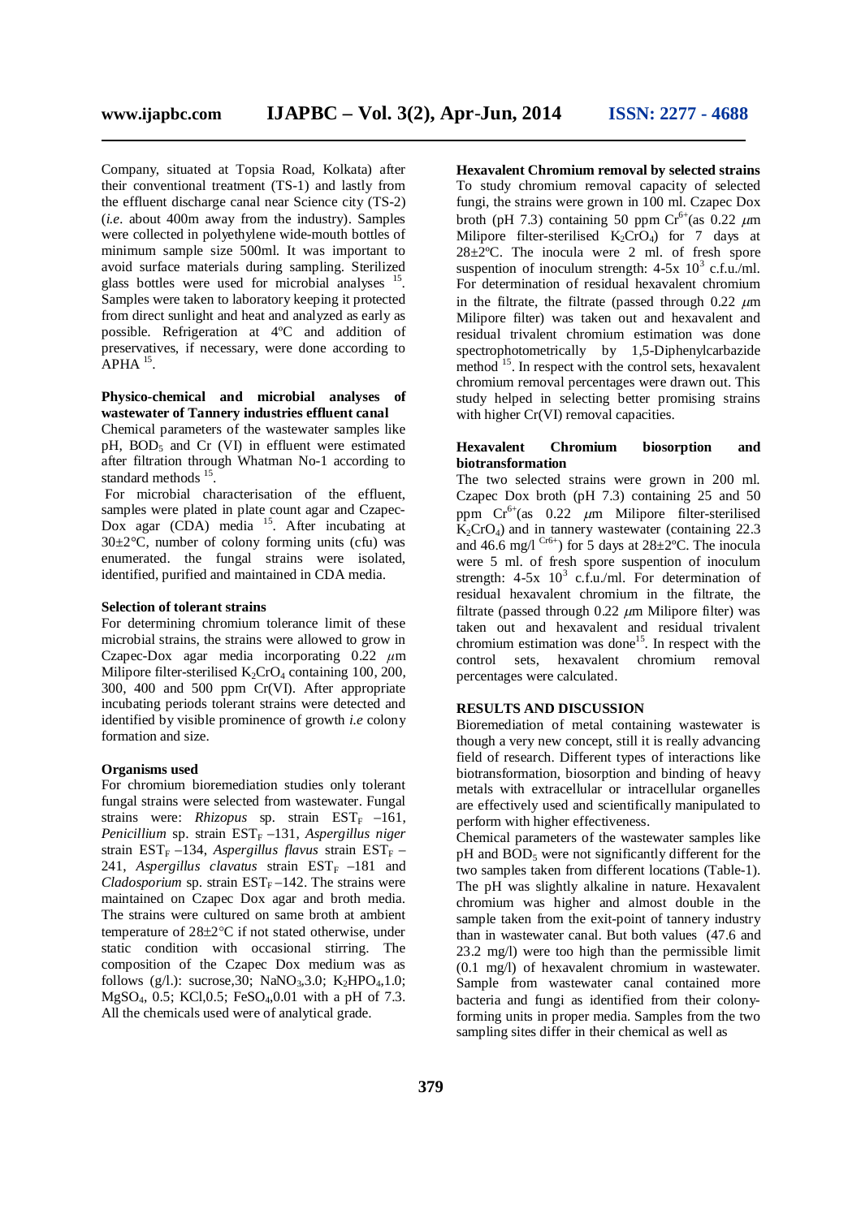Company, situated at Topsia Road, Kolkata) after their conventional treatment (TS-1) and lastly from the effluent discharge canal near Science city (TS-2) (*i.e*. about 400m away from the industry). Samples were collected in polyethylene wide-mouth bottles of minimum sample size 500ml. It was important to avoid surface materials during sampling. Sterilized glass bottles were used for microbial analyses [15]. Samples were taken to laboratory keeping it protected from direct sunlight and heat and analyzed as early as possible. Refrigeration at 4ºC and addition of preservatives, if necessary, were done according to APHA [15].

**Physico-chemical and microbial analyses of wastewater of Tannery industries effluent canal**

Chemical parameters of the wastewater samples like pH, $BOD_5$ and Cr (VI) in effluent were estimated after filtration through Whatman No-1 according to standard methods [15].

For microbial characterisation of the effluent, samples were plated in plate count agar and Czapec-Dox agar (CDA) media [15]. After incubating at 30±2°C, number of colony forming units (cfu) was enumerated. the fungal strains were isolated, identified, purified and maintained in CDA media.

**Selection of tolerant strains**

For determining chromium tolerance limit of these microbial strains, the strains were allowed to grow in Czapec-Dox agar media incorporating 0.22 $\mu$m Milipore filter-sterilised $K_2CrO_4$ containing 100, 200, 300, 400 and 500 ppm Cr(VI). After appropriate incubating periods tolerant strains were detected and identified by visible prominence of growth *i.e* colony formation and size.

**Organisms used**

For chromium bioremediation studies only tolerant fungal strains were selected from wastewater. Fungal strains were: *Rhizopus* sp. strain $EST_F$ –161, *Penicillium* sp. strain $EST_F$ –131, *Aspergillus niger* strain $EST_F$ –134, *Aspergillus flavus* strain $EST_F$ –241, *Aspergillus clavatus* strain $EST_F$ –181 and *Cladosporium* sp. strain $EST_F$ –142. The strains were maintained on Czapec Dox agar and broth media. The strains were cultured on same broth at ambient temperature of 28±2°C if not stated otherwise, under static condition with occasional stirring. The composition of the Czapec Dox medium was as follows (g/l.): sucrose,30; $NaNO_3$,3.0; $K_2HPO_4$,1.0; $MgSO_4$, 0.5; KCl,0.5; $FeSO_4$,0.01 with a pH of 7.3. All the chemicals used were of analytical grade.

**Hexavalent Chromium removal by selected strains**

To study chromium removal capacity of selected fungi, the strains were grown in 100 ml. Czapec Dox broth (pH 7.3) containing 50 ppm $Cr^{6+}$(as 0.22 $\mu$m Milipore filter-sterilised $K_2CrO_4$) for 7 days at 28±2ºC. The inocula were 2 ml. of fresh spore suspension of inoculum strength: 4-5x $10^3$ c.f.u./ml. For determination of residual hexavalent chromium in the filtrate, the filtrate (passed through 0.22 $\mu$m Milipore filter) was taken out and hexavalent and residual trivalent chromium estimation was done spectrophotometrically by 1,5-Diphenylcarbazide method [15]. In respect with the control sets, hexavalent chromium removal percentages were drawn out. This study helped in selecting better promising strains with higher Cr(VI) removal capacities.

**Hexavalent Chromium biosorption and biotransformation**

The two selected strains were grown in 200 ml. Czapec Dox broth (pH 7.3) containing 25 and 50 ppm $Cr^{6+}$(as 0.22 $\mu$m Milipore filter-sterilised $K_2CrO_4$) and in tannery wastewater (containing 22.3 and 46.6 mg/l $^{Cr6+}$) for 5 days at 28±2ºC. The inocula were 5 ml. of fresh spore suspension of inoculum strength: 4-5x $10^3$ c.f.u./ml. For determination of residual hexavalent chromium in the filtrate, the filtrate (passed through 0.22 $\mu$m Milipore filter) was taken out and hexavalent and residual trivalent chromium estimation was done[15]. In respect with the control sets, hexavalent chromium removal percentages were calculated.

## RESULTS AND DISCUSSION

Bioremediation of metal containing wastewater is though a very new concept, still it is really advancing field of research. Different types of interactions like biotransformation, biosorption and binding of heavy metals with extracellular or intracellular organelles are effectively used and scientifically manipulated to perform with higher effectiveness.

Chemical parameters of the wastewater samples like pH and $BOD_5$ were not significantly different for the two samples taken from different locations (Table-1). The pH was slightly alkaline in nature. Hexavalent chromium was higher and almost double in the sample taken from the exit-point of tannery industry than in wastewater canal. But both values (47.6 and 23.2 mg/l) were too high than the permissible limit (0.1 mg/l) of hexavalent chromium in wastewater. Sample from wastewater canal contained more bacteria and fungi as identified from their colony-forming units in proper media. Samples from the two sampling sites differ in their chemical as well as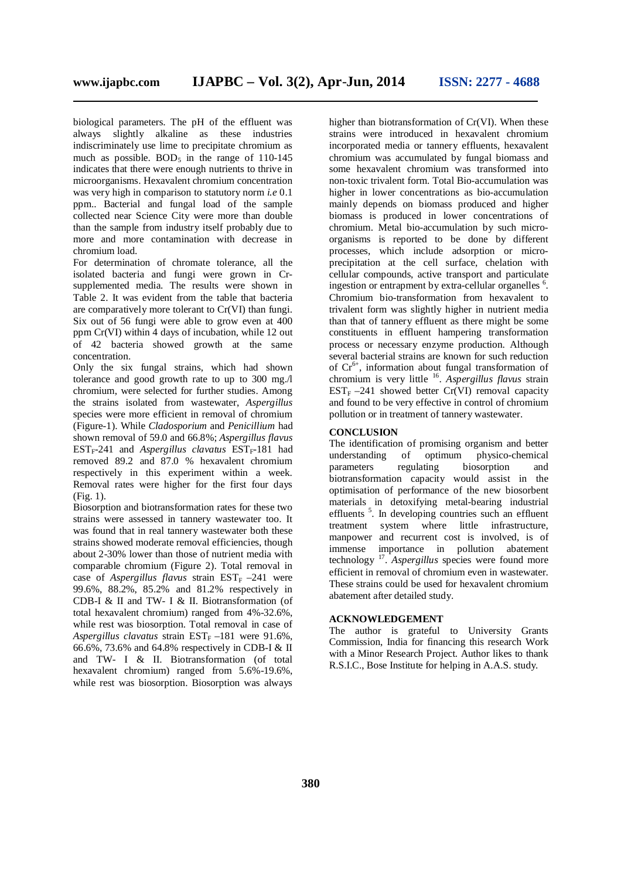biological parameters. The pH of the effluent was always slightly alkaline as these industries indiscriminately use lime to precipitate chromium as much as possible. $BOD_5$ in the range of 110-145 indicates that there were enough nutrients to thrive in microorganisms. Hexavalent chromium concentration was very high in comparison to statutory norm *i.e* 0.1 ppm.. Bacterial and fungal load of the sample collected near Science City were more than double than the sample from industry itself probably due to more and more contamination with decrease in chromium load.

For determination of chromate tolerance, all the isolated bacteria and fungi were grown in Cr-supplemented media. The results were shown in Table 2. It was evident from the table that bacteria are comparatively more tolerant to Cr(VI) than fungi. Six out of 56 fungi were able to grow even at 400 ppm Cr(VI) within 4 days of incubation, while 12 out of 42 bacteria showed growth at the same concentration.

Only the six fungal strains, which had shown tolerance and good growth rate to up to 300 mg./l chromium, were selected for further studies. Among the strains isolated from wastewater, *Aspergillus* species were more efficient in removal of chromium (Figure-1). While *Cladosporium* and *Penicillium* had shown removal of 59.0 and 66.8%; *Aspergillus flavus* $EST_F$-241 and *Aspergillus clavatus* $EST_F$-181 had removed 89.2 and 87.0 % hexavalent chromium respectively in this experiment within a week. Removal rates were higher for the first four days (Fig. 1).

Biosorption and biotransformation rates for these two strains were assessed in tannery wastewater too. It was found that in real tannery wastewater both these strains showed moderate removal efficiencies, though about 2-30% lower than those of nutrient media with comparable chromium (Figure 2). Total removal in case of *Aspergillus flavus* strain $EST_F$ –241 were 99.6%, 88.2%, 85.2% and 81.2% respectively in CDB-I & II and TW- I & II. Biotransformation (of total hexavalent chromium) ranged from 4%-32.6%, while rest was biosorption. Total removal in case of *Aspergillus clavatus* strain $EST_F$ –181 were 91.6%, 66.6%, 73.6% and 64.8% respectively in CDB-I & II and TW- I & II. Biotransformation (of total hexavalent chromium) ranged from 5.6%-19.6%, while rest was biosorption. Biosorption was always higher than biotransformation of Cr(VI). When these strains were introduced in hexavalent chromium incorporated media or tannery effluents, hexavalent chromium was accumulated by fungal biomass and some hexavalent chromium was transformed into non-toxic trivalent form. Total Bio-accumulation was higher in lower concentrations as bio-accumulation mainly depends on biomass produced and higher biomass is produced in lower concentrations of chromium. Metal bio-accumulation by such micro-organisms is reported to be done by different processes, which include adsorption or micro-precipitation at the cell surface, chelation with cellular compounds, active transport and particulate ingestion or entrapment by extra-cellular organelles [6]. Chromium bio-transformation from hexavalent to trivalent form was slightly higher in nutrient media than that of tannery effluent as there might be some constituents in effluent hampering transformation process or necessary enzyme production. Although several bacterial strains are known for such reduction of $Cr^{6+}$, information about fungal transformation of chromium is very little [16]. *Aspergillus flavus* strain $EST_F$ –241 showed better Cr(VI) removal capacity and found to be very effective in control of chromium pollution or in treatment of tannery wastewater.

## CONCLUSION

The identification of promising organism and better understanding of optimum physico-chemical parameters regulating biosorption and biotransformation capacity would assist in the optimisation of performance of the new biosorbent materials in detoxifying metal-bearing industrial effluents [5]. In developing countries such an effluent treatment system where little infrastructure, manpower and recurrent cost is involved, is of immense importance in pollution abatement technology [17]. *Aspergillus* species were found more efficient in removal of chromium even in wastewater. These strains could be used for hexavalent chromium abatement after detailed study.

## ACKNOWLEDGEMENT

The author is grateful to University Grants Commission, India for financing this research Work with a Minor Research Project. Author likes to thank R.S.I.C., Bose Institute for helping in A.A.S. study.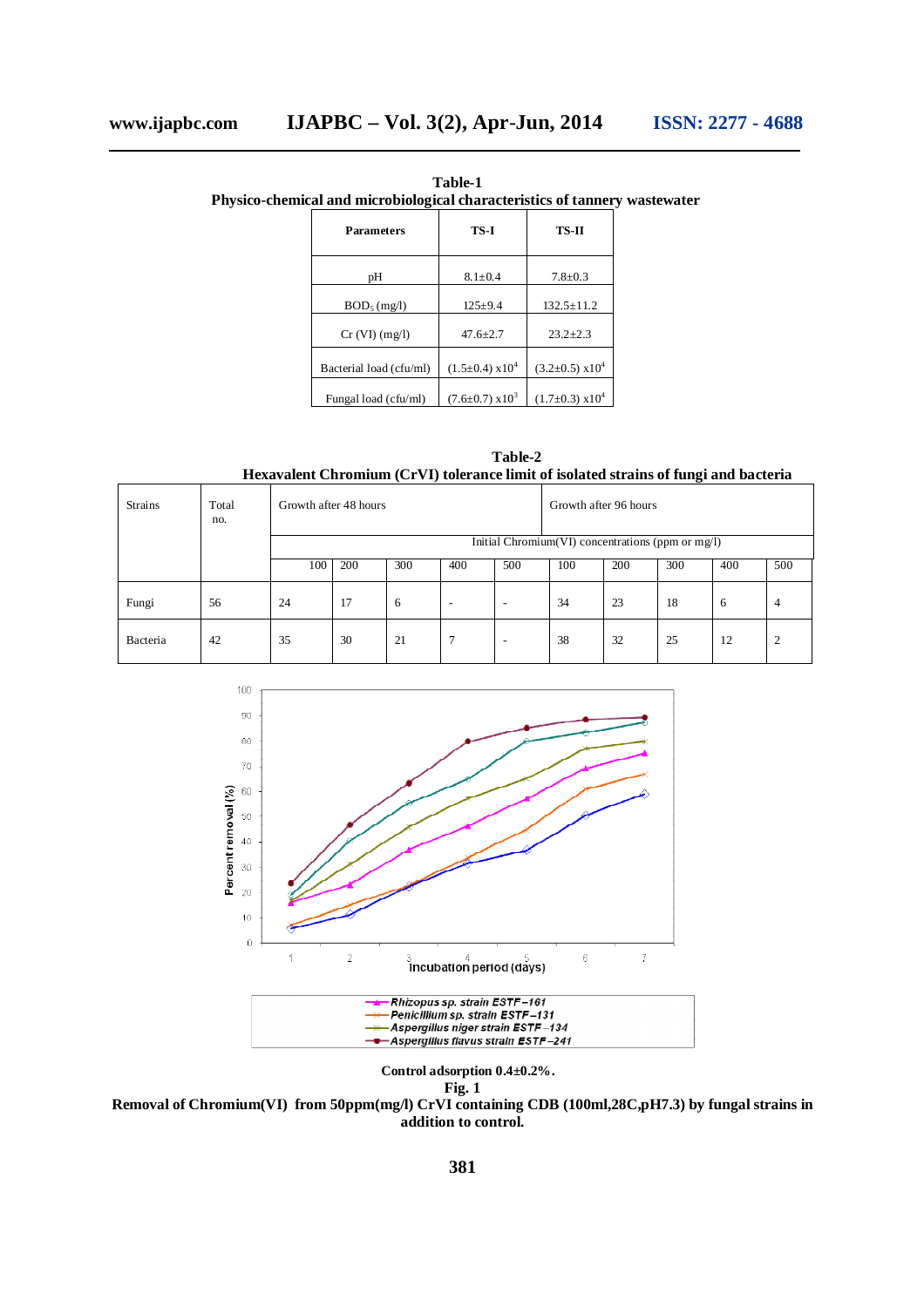**Table-1**
**Physico-chemical and microbiological characteristics of tannery wastewater**

| Parameters | TS-I | TS-II |
|---|---|---|
| pH | 8.1±0.4 | 7.8±0.3 |
| $BOD_5$ (mg/l) | 125±9.4 | 132.5±11.2 |
| Cr (VI) (mg/l) | 47.6±2.7 | 23.2±2.3 |
| Bacterial load (cfu/ml) | (1.5±0.4) $x10^4$ | (3.2±0.5) $x10^4$ |
| Fungal load (cfu/ml) | (7.6±0.7) $x10^3$ | (1.7±0.3) $x10^4$ |

**Table-2**
**Hexavalent Chromium (CrVI) tolerance limit of isolated strains of fungi and bacteria**

| Strains | Total no. | Growth after 48 hours | | | | | Growth after 96 hours | | | | |
|---|---|---|---|---|---|---|---|---|---|---|---|
| | | Initial Chromium(VI) concentrations (ppm or mg/l) | | | | | | | | | |
| | | 100 | 200 | 300 | 400 | 500 | 100 | 200 | 300 | 400 | 500 |
| Fungi | 56 | 24 | 17 | 6 | - | - | 34 | 23 | 18 | 6 | 4 |
| Bacteria | 42 | 35 | 30 | 21 | 7 | - | 38 | 32 | 25 | 12 | 2 |

Control adsorption 0.4±0.2%.

**Fig. 1**
**Removal of Chromium(VI) from 50ppm(mg/l) CrVI containing CDB (100ml,28C,pH7.3) by fungal strains in addition to control.**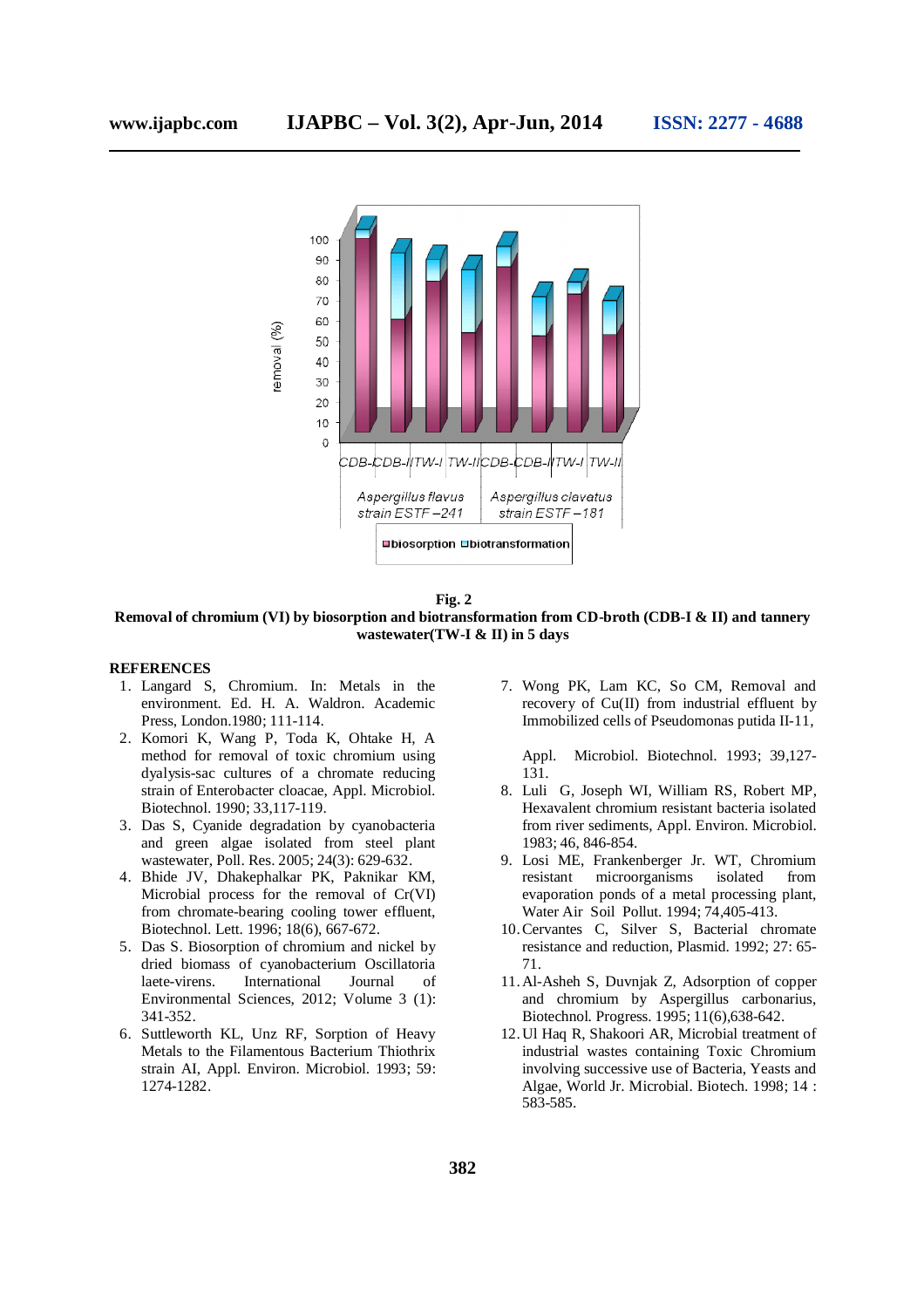**Fig. 2**

**Removal of chromium (VI) by biosorption and biotransformation from CD-broth (CDB-I & II) and tannery wastewater(TW-I & II) in 5 days**

## REFERENCES

1. Langard S, Chromium. In: Metals in the environment. Ed. H. A. Waldron. Academic Press, London.1980; 111-114.
2. Komori K, Wang P, Toda K, Ohtake H, A method for removal of toxic chromium using dyalysis-sac cultures of a chromate reducing strain of Enterobacter cloacae, Appl. Microbiol. Biotechnol. 1990; 33,117-119.
3. Das S, Cyanide degradation by cyanobacteria and green algae isolated from steel plant wastewater, Poll. Res. 2005; 24(3): 629-632.
4. Bhide JV, Dhakephalkar PK, Paknikar KM, Microbial process for the removal of Cr(VI) from chromate-bearing cooling tower effluent, Biotechnol. Lett. 1996; 18(6), 667-672.
5. Das S. Biosorption of chromium and nickel by dried biomass of cyanobacterium Oscillatoria laete-virens. International Journal of Environmental Sciences, 2012; Volume 3 (1): 341-352.
6. Suttleworth KL, Unz RF, Sorption of Heavy Metals to the Filamentous Bacterium Thiothrix strain AI, Appl. Environ. Microbiol. 1993; 59: 1274-1282.
7. Wong PK, Lam KC, So CM, Removal and recovery of Cu(II) from industrial effluent by Immobilized cells of Pseudomonas putida II-11, Appl. Microbiol. Biotechnol. 1993; 39,127-131.
8. Luli G, Joseph WI, William RS, Robert MP, Hexavalent chromium resistant bacteria isolated from river sediments, Appl. Environ. Microbiol. 1983; 46, 846-854.
9. Losi ME, Frankenberger Jr. WT, Chromium resistant microorganisms isolated from evaporation ponds of a metal processing plant, Water Air Soil Pollut. 1994; 74,405-413.
10. Cervantes C, Silver S, Bacterial chromate resistance and reduction, Plasmid. 1992; 27: 65-71.
11. Al-Asheh S, Duvnjak Z, Adsorption of copper and chromium by Aspergillus carbonarius, Biotechnol. Progress. 1995; 11(6),638-642.
12. Ul Haq R, Shakoori AR, Microbial treatment of industrial wastes containing Toxic Chromium involving successive use of Bacteria, Yeasts and Algae, World Jr. Microbial. Biotech. 1998; 14 : 583-585.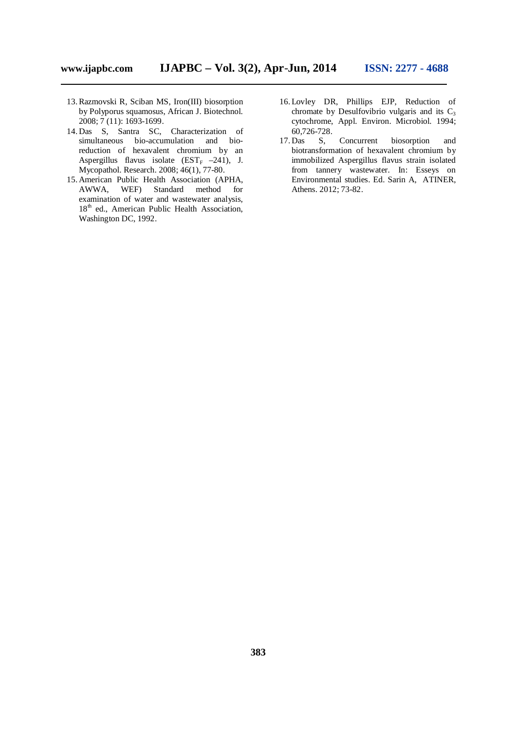13. Razmovski R, Sciban MS, Iron(III) biosorption by Polyporus squamosus, African J. Biotechnol. 2008; 7 (11): 1693-1699.
14. Das S, Santra SC, Characterization of simultaneous bio-accumulation and bio-reduction of hexavalent chromium by an Aspergillus flavus isolate ($EST_F$ –241), J. Mycopathol. Research. 2008; 46(1), 77-80.
15. American Public Health Association (APHA, AWWA, WEF) Standard method for examination of water and wastewater analysis, 18th ed., American Public Health Association, Washington DC, 1992.
16. Lovley DR, Phillips EJP, Reduction of chromate by Desulfovibrio vulgaris and its $C_3$ cytochrome, Appl. Environ. Microbiol. 1994; 60,726-728.
17. Das S, Concurrent biosorption and biotransformation of hexavalent chromium by immobilized Aspergillus flavus strain isolated from tannery wastewater. In: Esseys on Environmental studies. Ed. Sarin A, ATINER, Athens. 2012; 73-82.